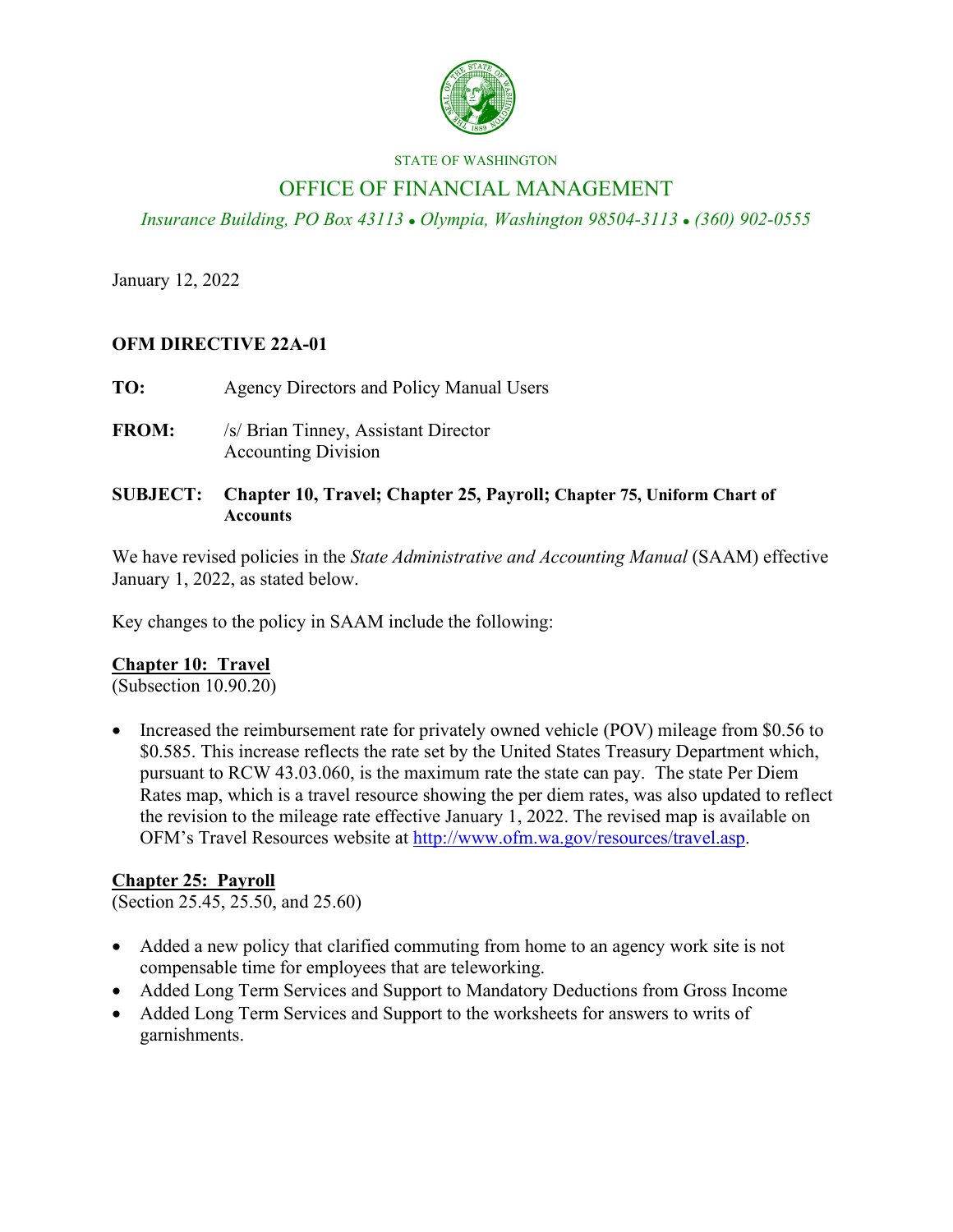STATE OF WASHINGTON

OFFICE OF FINANCIAL MANAGEMENT

*Insurance Building, PO Box 43113 • Olympia, Washington 98504-3113 • (360) 902-0555*

January 12, 2022

**OFM DIRECTIVE 22A-01**

**TO:** Agency Directors and Policy Manual Users

**FROM:** /s/ Brian Tinney, Assistant Director
Accounting Division

**SUBJECT: Chapter 10, Travel; Chapter 25, Payroll; Chapter 75, Uniform Chart of Accounts**

We have revised policies in the *State Administrative and Accounting Manual* (SAAM) effective January 1, 2022, as stated below.

Key changes to the policy in SAAM include the following:

**Chapter 10: Travel**
(Subsection 10.90.20)

- Increased the reimbursement rate for privately owned vehicle (POV) mileage from $0.56 to $0.585. This increase reflects the rate set by the United States Treasury Department which, pursuant to RCW 43.03.060, is the maximum rate the state can pay. The state Per Diem Rates map, which is a travel resource showing the per diem rates, was also updated to reflect the revision to the mileage rate effective January 1, 2022. The revised map is available on OFM's Travel Resources website at http://www.ofm.wa.gov/resources/travel.asp.

**Chapter 25: Payroll**
(Section 25.45, 25.50, and 25.60)

- Added a new policy that clarified commuting from home to an agency work site is not compensable time for employees that are teleworking.
- Added Long Term Services and Support to Mandatory Deductions from Gross Income
- Added Long Term Services and Support to the worksheets for answers to writs of garnishments.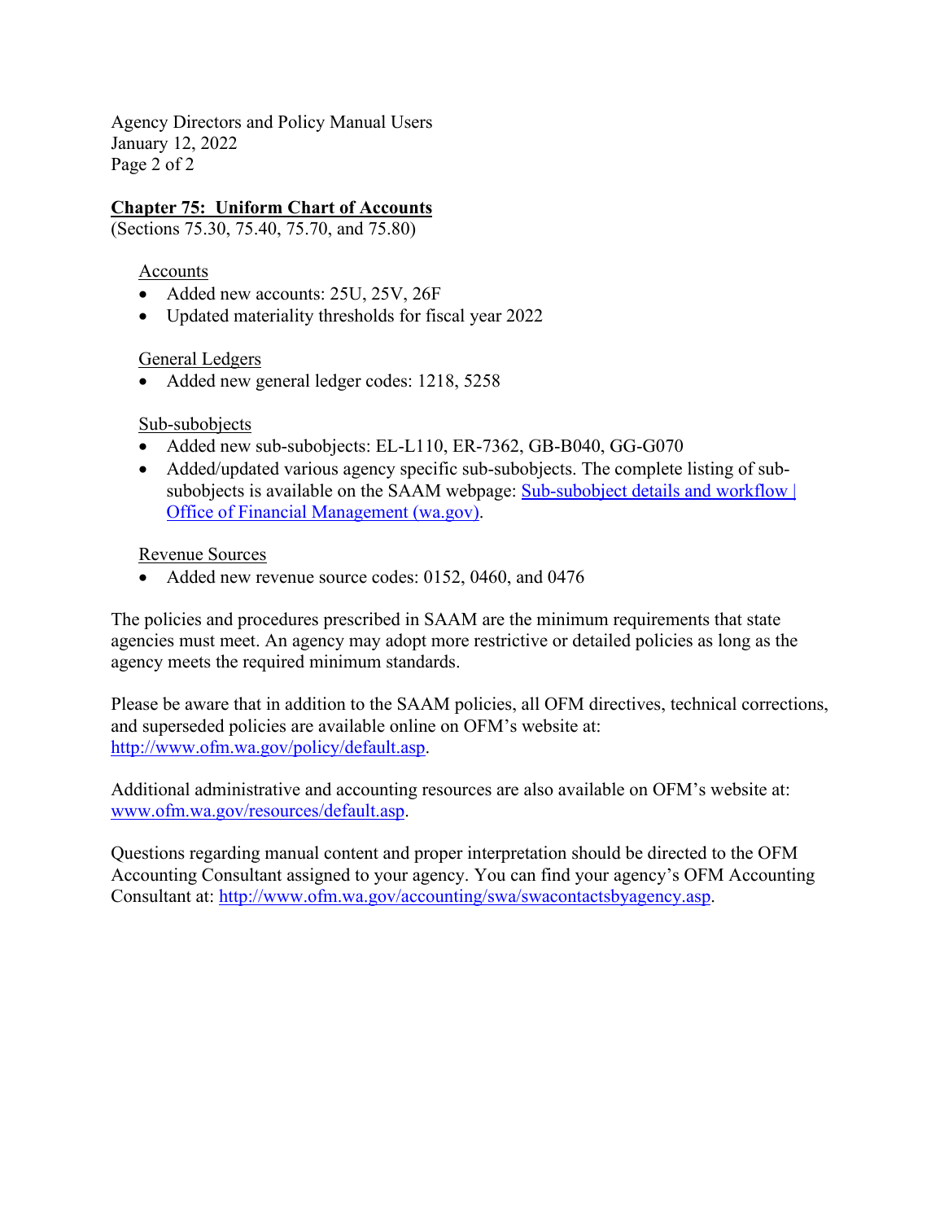Agency Directors and Policy Manual Users
January 12, 2022

## Chapter 75: Uniform Chart of Accounts

(Sections 75.30, 75.40, 75.70, and 75.80)

Accounts

- Added new accounts: 25U, 25V, 26F
- Updated materiality thresholds for fiscal year 2022

General Ledgers

- Added new general ledger codes: 1218, 5258

Sub-subobjects

- Added new sub-subobjects: EL-L110, ER-7362, GB-B040, GG-G070
- Added/updated various agency specific sub-subobjects. The complete listing of sub-subobjects is available on the SAAM webpage: [Sub-subobject details and workflow | Office of Financial Management (wa.gov)](https://ofm.wa.gov).

Revenue Sources

- Added new revenue source codes: 0152, 0460, and 0476

The policies and procedures prescribed in SAAM are the minimum requirements that state agencies must meet. An agency may adopt more restrictive or detailed policies as long as the agency meets the required minimum standards.

Please be aware that in addition to the SAAM policies, all OFM directives, technical corrections, and superseded policies are available online on OFM's website at: http://www.ofm.wa.gov/policy/default.asp.

Additional administrative and accounting resources are also available on OFM's website at: www.ofm.wa.gov/resources/default.asp.

Questions regarding manual content and proper interpretation should be directed to the OFM Accounting Consultant assigned to your agency. You can find your agency's OFM Accounting Consultant at: http://www.ofm.wa.gov/accounting/swa/swacontactsbyagency.asp.